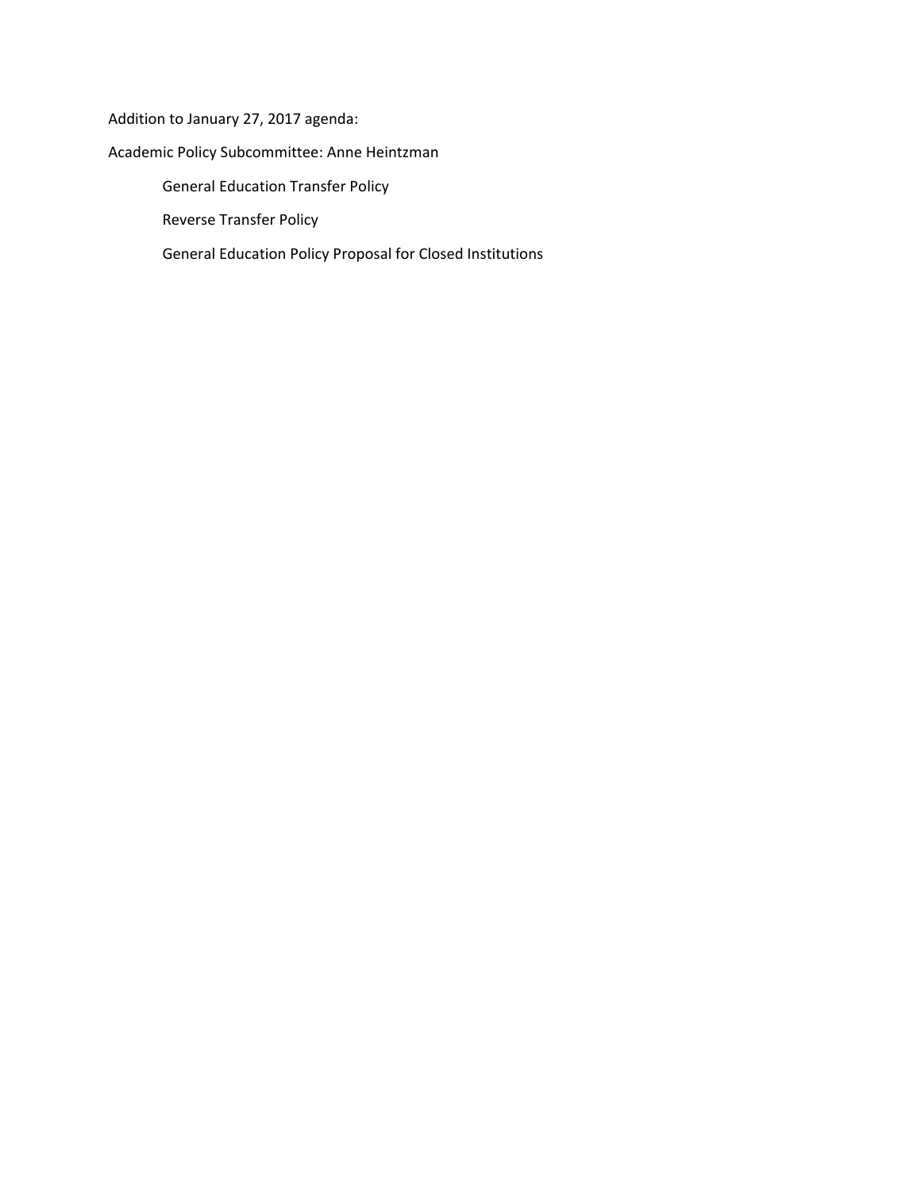Addition to January 27, 2017 agenda:

Academic Policy Subcommittee: Anne Heintzman

- General Education Transfer Policy
- Reverse Transfer Policy
- General Education Policy Proposal for Closed Institutions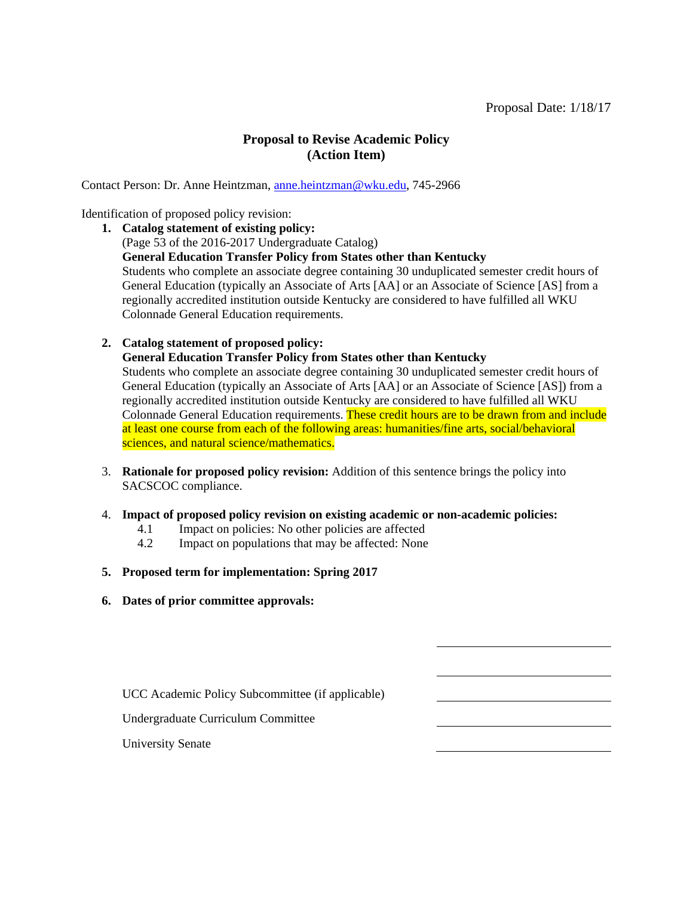Proposal Date: 1/18/17

# Proposal to Revise Academic Policy
## (Action Item)

Contact Person: Dr. Anne Heintzman, anne.heintzman@wku.edu, 745-2966

Identification of proposed policy revision:

1. **Catalog statement of existing policy:**
   (Page 53 of the 2016-2017 Undergraduate Catalog)
   **General Education Transfer Policy from States other than Kentucky**
   Students who complete an associate degree containing 30 unduplicated semester credit hours of General Education (typically an Associate of Arts [AA] or an Associate of Science [AS] from a regionally accredited institution outside Kentucky are considered to have fulfilled all WKU Colonnade General Education requirements.

2. **Catalog statement of proposed policy:**
   **General Education Transfer Policy from States other than Kentucky**
   Students who complete an associate degree containing 30 unduplicated semester credit hours of General Education (typically an Associate of Arts [AA] or an Associate of Science [AS]) from a regionally accredited institution outside Kentucky are considered to have fulfilled all WKU Colonnade General Education requirements. These credit hours are to be drawn from and include at least one course from each of the following areas: humanities/fine arts, social/behavioral sciences, and natural science/mathematics.

3. **Rationale for proposed policy revision:** Addition of this sentence brings the policy into SACSCOC compliance.

4. **Impact of proposed policy revision on existing academic or non-academic policies:**
   - 4.1 Impact on policies: No other policies are affected
   - 4.2 Impact on populations that may be affected: None

5. **Proposed term for implementation: Spring 2017**

6. **Dates of prior committee approvals:**

| | |
|---|---|
| | ____________ |
| | ____________ |
| UCC Academic Policy Subcommittee (if applicable) | ____________ |
| Undergraduate Curriculum Committee | ____________ |
| University Senate | ____________ |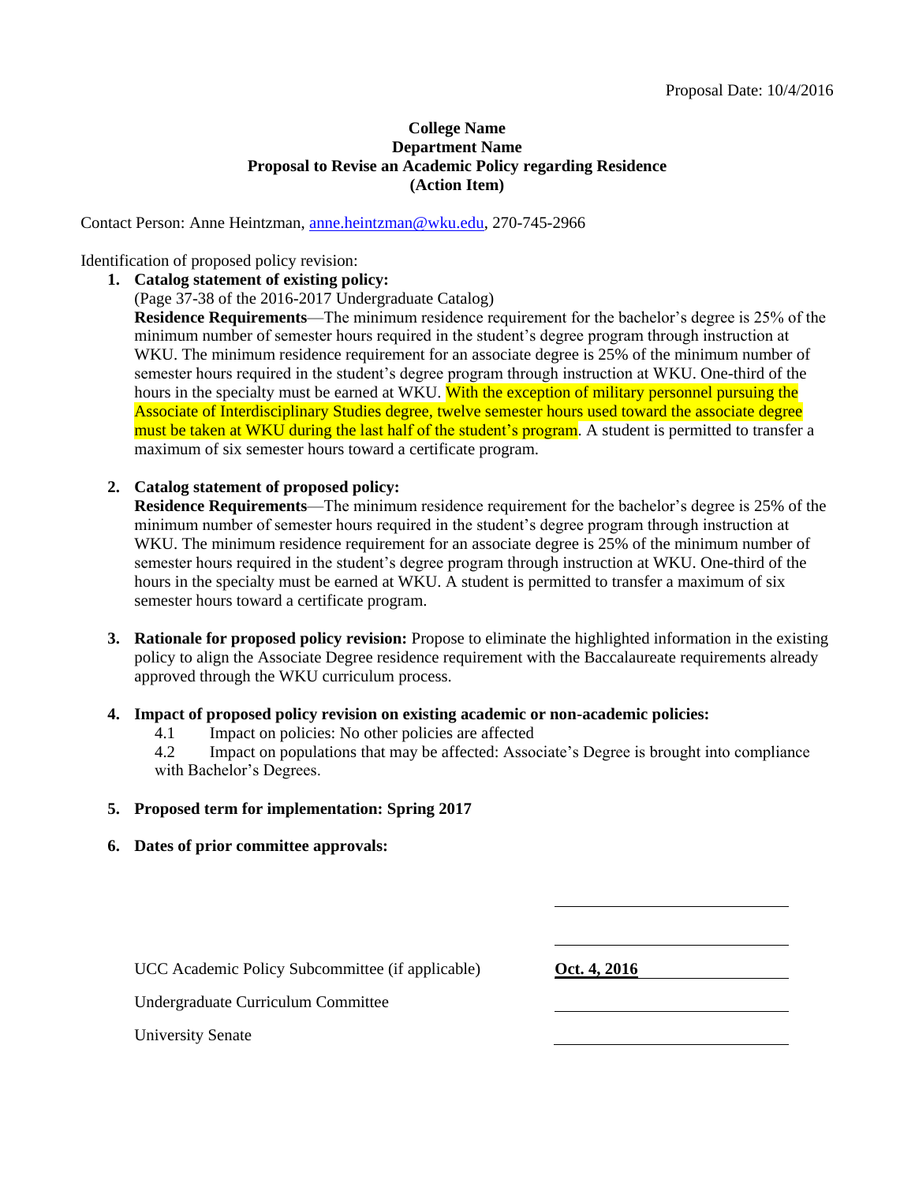Proposal Date: 10/4/2016

**College Name**
**Department Name**
**Proposal to Revise an Academic Policy regarding Residence**
**(Action Item)**

Contact Person: Anne Heintzman, anne.heintzman@wku.edu, 270-745-2966

Identification of proposed policy revision:

1. **Catalog statement of existing policy:**
   (Page 37-38 of the 2016-2017 Undergraduate Catalog)
   **Residence Requirements**—The minimum residence requirement for the bachelor's degree is 25% of the minimum number of semester hours required in the student's degree program through instruction at WKU. The minimum residence requirement for an associate degree is 25% of the minimum number of semester hours required in the student's degree program through instruction at WKU. One-third of the hours in the specialty must be earned at WKU. With the exception of military personnel pursuing the Associate of Interdisciplinary Studies degree, twelve semester hours used toward the associate degree must be taken at WKU during the last half of the student's program. A student is permitted to transfer a maximum of six semester hours toward a certificate program.

2. **Catalog statement of proposed policy:**
   **Residence Requirements**—The minimum residence requirement for the bachelor's degree is 25% of the minimum number of semester hours required in the student's degree program through instruction at WKU. The minimum residence requirement for an associate degree is 25% of the minimum number of semester hours required in the student's degree program through instruction at WKU. One-third of the hours in the specialty must be earned at WKU. A student is permitted to transfer a maximum of six semester hours toward a certificate program.

3. **Rationale for proposed policy revision:** Propose to eliminate the highlighted information in the existing policy to align the Associate Degree residence requirement with the Baccalaureate requirements already approved through the WKU curriculum process.

4. **Impact of proposed policy revision on existing academic or non-academic policies:**
   4.1 Impact on policies: No other policies are affected
   4.2 Impact on populations that may be affected: Associate's Degree is brought into compliance with Bachelor's Degrees.

5. **Proposed term for implementation: Spring 2017**

6. **Dates of prior committee approvals:**

| | |
|---|---|
| UCC Academic Policy Subcommittee (if applicable) | **Oct. 4, 2016** |
| Undergraduate Curriculum Committee | |
| University Senate | |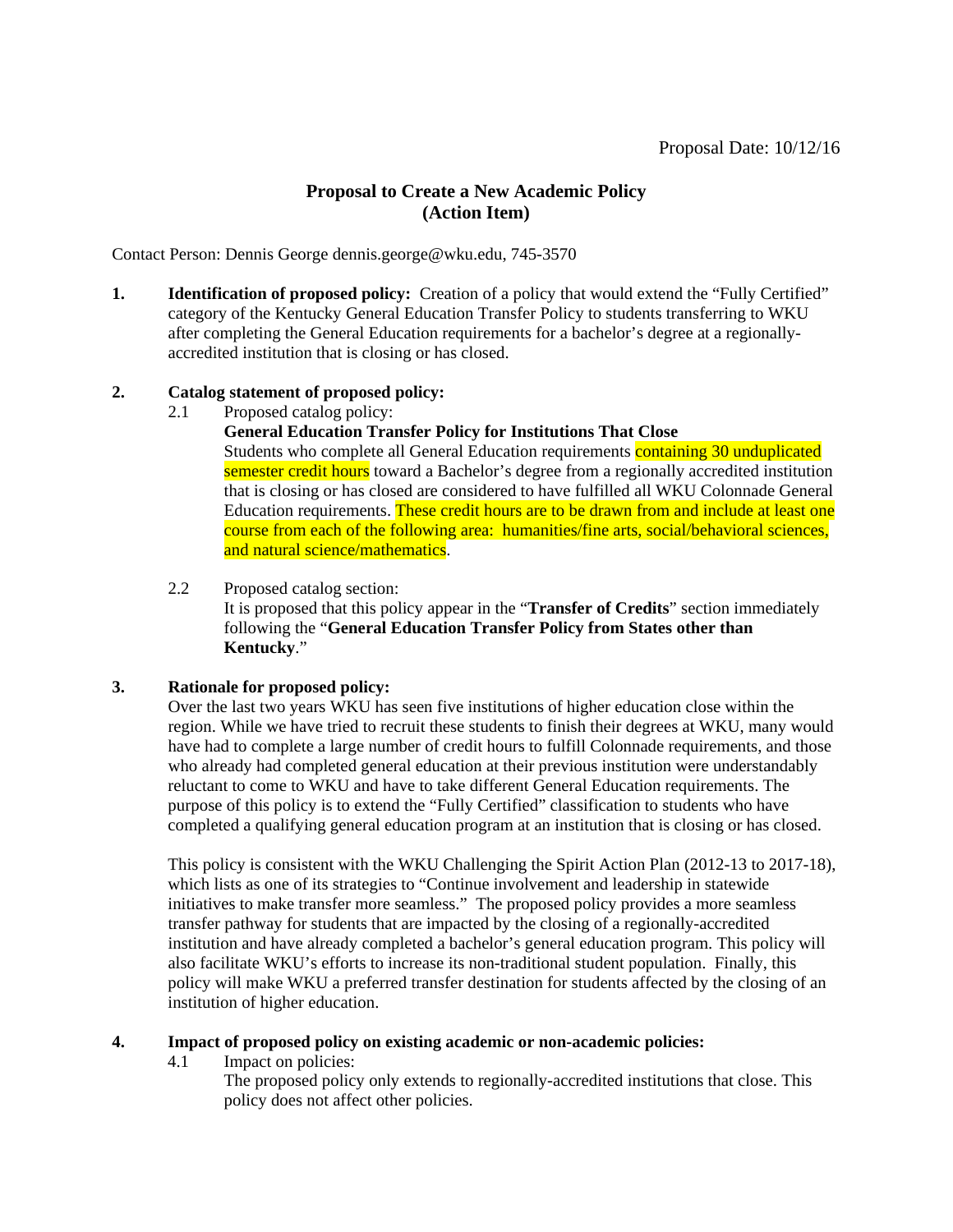Proposal Date: 10/12/16

**Proposal to Create a New Academic Policy**
**(Action Item)**

Contact Person: Dennis George dennis.george@wku.edu, 745-3570

**1. Identification of proposed policy:** Creation of a policy that would extend the "Fully Certified" category of the Kentucky General Education Transfer Policy to students transferring to WKU after completing the General Education requirements for a bachelor's degree at a regionally-accredited institution that is closing or has closed.

**2. Catalog statement of proposed policy:**

2.1 Proposed catalog policy:

**General Education Transfer Policy for Institutions That Close**

Students who complete all General Education requirements containing 30 unduplicated semester credit hours toward a Bachelor's degree from a regionally accredited institution that is closing or has closed are considered to have fulfilled all WKU Colonnade General Education requirements. These credit hours are to be drawn from and include at least one course from each of the following area: humanities/fine arts, social/behavioral sciences, and natural science/mathematics.

2.2 Proposed catalog section:

It is proposed that this policy appear in the "**Transfer of Credits**" section immediately following the "**General Education Transfer Policy from States other than Kentucky**."

**3. Rationale for proposed policy:**

Over the last two years WKU has seen five institutions of higher education close within the region. While we have tried to recruit these students to finish their degrees at WKU, many would have had to complete a large number of credit hours to fulfill Colonnade requirements, and those who already had completed general education at their previous institution were understandably reluctant to come to WKU and have to take different General Education requirements. The purpose of this policy is to extend the "Fully Certified" classification to students who have completed a qualifying general education program at an institution that is closing or has closed.

This policy is consistent with the WKU Challenging the Spirit Action Plan (2012-13 to 2017-18), which lists as one of its strategies to "Continue involvement and leadership in statewide initiatives to make transfer more seamless." The proposed policy provides a more seamless transfer pathway for students that are impacted by the closing of a regionally-accredited institution and have already completed a bachelor's general education program. This policy will also facilitate WKU's efforts to increase its non-traditional student population. Finally, this policy will make WKU a preferred transfer destination for students affected by the closing of an institution of higher education.

**4. Impact of proposed policy on existing academic or non-academic policies:**

4.1 Impact on policies:

The proposed policy only extends to regionally-accredited institutions that close. This policy does not affect other policies.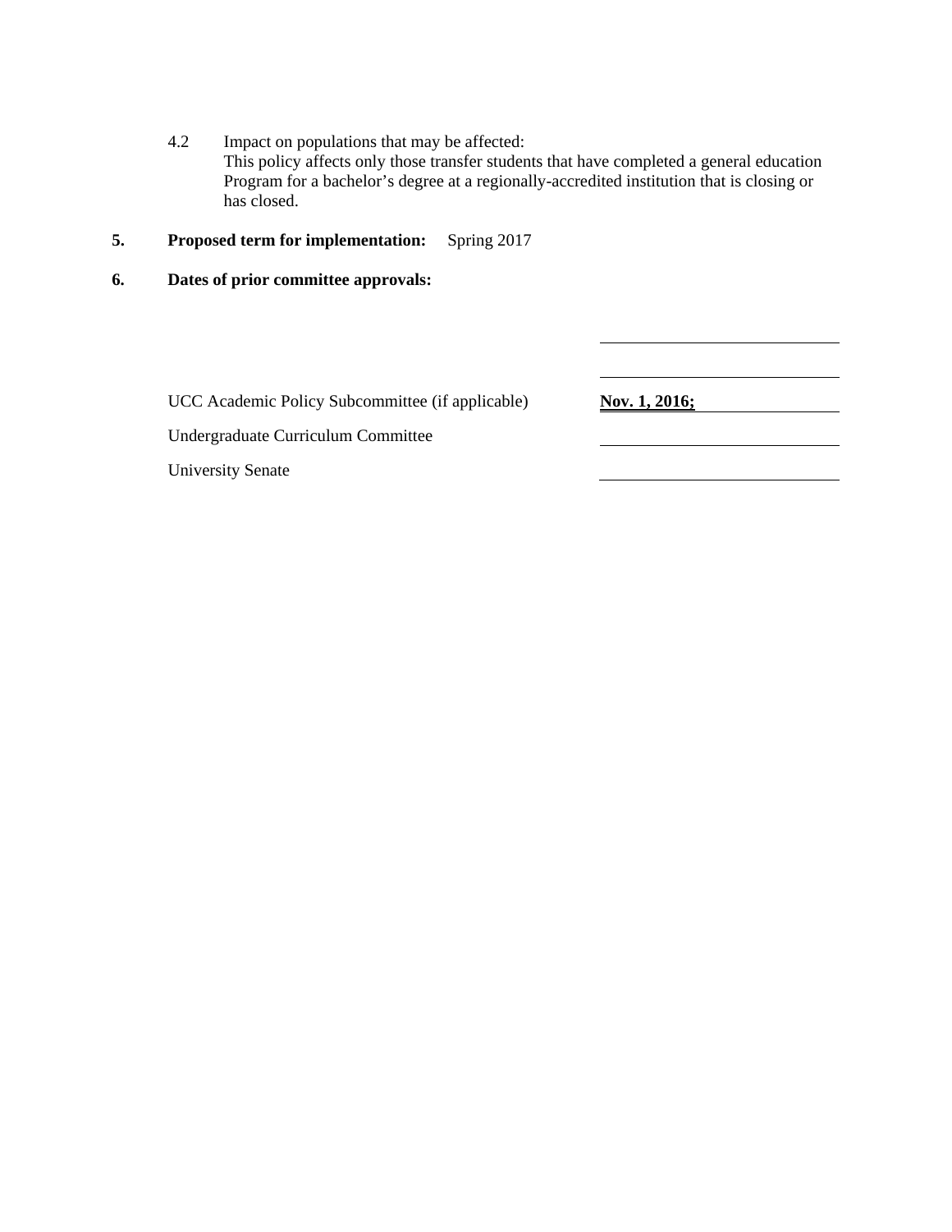4.2 Impact on populations that may be affected:
This policy affects only those transfer students that have completed a general education Program for a bachelor's degree at a regionally-accredited institution that is closing or has closed.

**5. Proposed term for implementation:** Spring 2017

**6. Dates of prior committee approvals:**

| | |
|---|---|
| | |
| | |
| UCC Academic Policy Subcommittee (if applicable) | **Nov. 1, 2016;** |
| Undergraduate Curriculum Committee | |
| University Senate | |